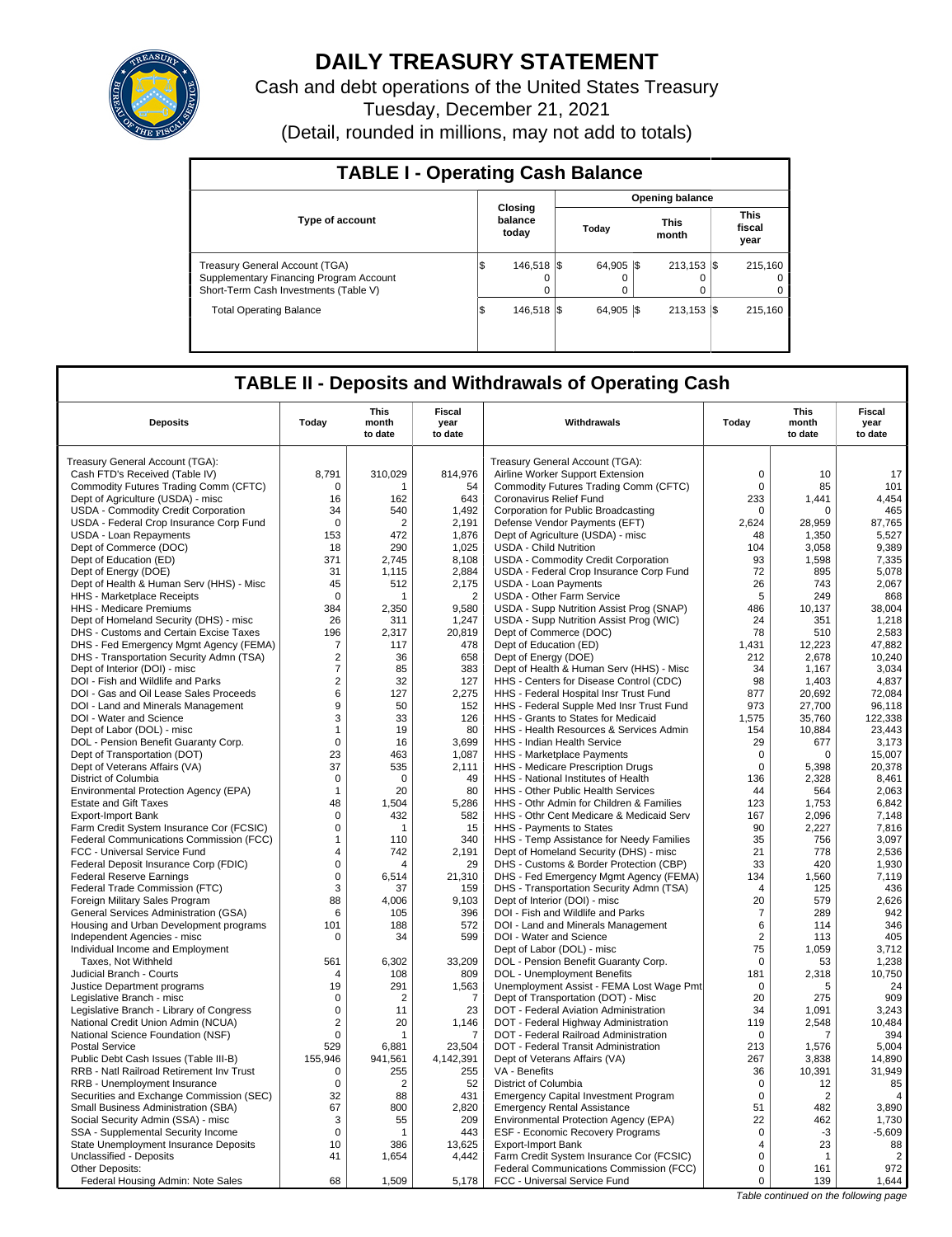# DAILY TREASURY STATEMENT

Cash and debt operations of the United States Treasury

Tuesday, December 21, 2021

(Detail, rounded in millions, may not add to totals)

## TABLE I - Operating Cash Balance

| Type of account | Closing balance today | Opening balance Today | Opening balance This month | Opening balance This fiscal year |
|---|---|---|---|---|
| Treasury General Account (TGA) | $ 146,518 | $ 64,905 | $ 213,153 | $ 215,160 |
| Supplementary Financing Program Account | 0 | 0 | 0 | 0 |
| Short-Term Cash Investments (Table V) | 0 | 0 | 0 | 0 |
| Total Operating Balance | $ 146,518 | $ 64,905 | $ 213,153 | $ 215,160 |

## TABLE II - Deposits and Withdrawals of Operating Cash

| Deposits | Today | This month to date | Fiscal year to date | Withdrawals | Today | This month to date | Fiscal year to date |
|---|---|---|---|---|---|---|---|
| Treasury General Account (TGA): | | | | Treasury General Account (TGA): | | | |
| Cash FTD's Received (Table IV) | 8,791 | 310,029 | 814,976 | Airline Worker Support Extension | 0 | 10 | 17 |
| Commodity Futures Trading Comm (CFTC) | 0 | 1 | 54 | Commodity Futures Trading Comm (CFTC) | 0 | 85 | 101 |
| Dept of Agriculture (USDA) - misc | 16 | 162 | 643 | Coronavirus Relief Fund | 233 | 1,441 | 4,454 |
| USDA - Commodity Credit Corporation | 34 | 540 | 1,492 | Corporation for Public Broadcasting | 0 | 0 | 465 |
| USDA - Federal Crop Insurance Corp Fund | 0 | 2 | 2,191 | Defense Vendor Payments (EFT) | 2,624 | 28,959 | 87,765 |
| USDA - Loan Repayments | 153 | 472 | 1,876 | Dept of Agriculture (USDA) - misc | 48 | 1,350 | 5,527 |
| Dept of Commerce (DOC) | 18 | 290 | 1,025 | USDA - Child Nutrition | 104 | 3,058 | 9,389 |
| Dept of Education (ED) | 371 | 2,745 | 8,108 | USDA - Commodity Credit Corporation | 93 | 1,598 | 7,335 |
| Dept of Energy (DOE) | 31 | 1,115 | 2,884 | USDA - Federal Crop Insurance Corp Fund | 72 | 895 | 5,078 |
| Dept of Health & Human Serv (HHS) - Misc | 45 | 512 | 2,175 | USDA - Loan Payments | 26 | 743 | 2,067 |
| HHS - Marketplace Receipts | 0 | 1 | 2 | USDA - Other Farm Service | 5 | 249 | 868 |
| HHS - Medicare Premiums | 384 | 2,350 | 9,580 | USDA - Supp Nutrition Assist Prog (SNAP) | 486 | 10,137 | 38,004 |
| Dept of Homeland Security (DHS) - misc | 26 | 311 | 1,247 | USDA - Supp Nutrition Assist Prog (WIC) | 24 | 351 | 1,218 |
| DHS - Customs and Certain Excise Taxes | 196 | 2,317 | 20,819 | Dept of Commerce (DOC) | 78 | 510 | 2,583 |
| DHS - Fed Emergency Mgmt Agency (FEMA) | 7 | 117 | 478 | Dept of Education (ED) | 1,431 | 12,223 | 47,882 |
| DHS - Transportation Security Admn (TSA) | 2 | 36 | 658 | Dept of Energy (DOE) | 212 | 2,678 | 10,240 |
| Dept of Interior (DOI) - misc | 7 | 85 | 383 | Dept of Health & Human Serv (HHS) - Misc | 34 | 1,167 | 3,034 |
| DOI - Fish and Wildlife and Parks | 2 | 32 | 127 | HHS - Centers for Disease Control (CDC) | 98 | 1,403 | 4,837 |
| DOI - Gas and Oil Lease Sales Proceeds | 6 | 127 | 2,275 | HHS - Federal Hospital Insr Trust Fund | 877 | 20,692 | 72,084 |
| DOI - Land and Minerals Management | 9 | 50 | 152 | HHS - Federal Supple Med Insr Trust Fund | 973 | 27,700 | 96,118 |
| DOI - Water and Science | 3 | 33 | 126 | HHS - Grants to States for Medicaid | 1,575 | 35,760 | 122,338 |
| Dept of Labor (DOL) - misc | 1 | 19 | 80 | HHS - Health Resources & Services Admin | 154 | 10,884 | 23,443 |
| DOL - Pension Benefit Guaranty Corp. | 0 | 16 | 3,699 | HHS - Indian Health Service | 29 | 677 | 3,173 |
| Dept of Transportation (DOT) | 23 | 463 | 1,087 | HHS - Marketplace Payments | 0 | 0 | 15,007 |
| Dept of Veterans Affairs (VA) | 37 | 535 | 2,111 | HHS - Medicare Prescription Drugs | 0 | 5,398 | 20,378 |
| District of Columbia | 0 | 0 | 49 | HHS - National Institutes of Health | 136 | 2,328 | 8,461 |
| Environmental Protection Agency (EPA) | 1 | 20 | 80 | HHS - Other Public Health Services | 44 | 564 | 2,063 |
| Estate and Gift Taxes | 48 | 1,504 | 5,286 | HHS - Othr Admin for Children & Families | 123 | 1,753 | 6,842 |
| Export-Import Bank | 0 | 432 | 582 | HHS - Othr Cent Medicare & Medicaid Serv | 167 | 2,096 | 7,148 |
| Farm Credit System Insurance Cor (FCSIC) | 0 | 1 | 15 | HHS - Payments to States | 90 | 2,227 | 7,816 |
| Federal Communications Commission (FCC) | 1 | 110 | 340 | HHS - Temp Assistance for Needy Families | 35 | 756 | 3,097 |
| FCC - Universal Service Fund | 4 | 742 | 2,191 | Dept of Homeland Security (DHS) - misc | 21 | 778 | 2,536 |
| Federal Deposit Insurance Corp (FDIC) | 0 | 4 | 29 | DHS - Customs & Border Protection (CBP) | 33 | 420 | 1,930 |
| Federal Reserve Earnings | 0 | 6,514 | 21,310 | DHS - Fed Emergency Mgmt Agency (FEMA) | 134 | 1,560 | 7,119 |
| Federal Trade Commission (FTC) | 3 | 37 | 159 | DHS - Transportation Security Admn (TSA) | 4 | 125 | 436 |
| Foreign Military Sales Program | 88 | 4,006 | 9,103 | Dept of Interior (DOI) - misc | 20 | 579 | 2,626 |
| General Services Administration (GSA) | 6 | 105 | 396 | DOI - Fish and Wildlife and Parks | 7 | 289 | 942 |
| Housing and Urban Development programs | 101 | 188 | 572 | DOI - Land and Minerals Management | 6 | 114 | 346 |
| Independent Agencies - misc | 0 | 34 | 599 | DOI - Water and Science | 2 | 113 | 405 |
| Individual Income and Employment | | | | Dept of Labor (DOL) - misc | 75 | 1,059 | 3,712 |
| Taxes, Not Withheld | 561 | 6,302 | 33,209 | DOL - Pension Benefit Guaranty Corp. | 0 | 53 | 1,238 |
| Judicial Branch - Courts | 4 | 108 | 809 | DOL - Unemployment Benefits | 181 | 2,318 | 10,750 |
| Justice Department programs | 19 | 291 | 1,563 | Unemployment Assist - FEMA Lost Wage Pmt | 0 | 5 | 24 |
| Legislative Branch - misc | 0 | 2 | 7 | Dept of Transportation (DOT) - Misc | 20 | 275 | 909 |
| Legislative Branch - Library of Congress | 0 | 11 | 23 | DOT - Federal Aviation Administration | 34 | 1,091 | 3,243 |
| National Credit Union Admin (NCUA) | 2 | 20 | 1,146 | DOT - Federal Highway Administration | 119 | 2,548 | 10,484 |
| National Science Foundation (NSF) | 0 | 1 | 7 | DOT - Federal Railroad Administration | 0 | 7 | 394 |
| Postal Service | 529 | 6,881 | 23,504 | DOT - Federal Transit Administration | 213 | 1,576 | 5,004 |
| Public Debt Cash Issues (Table III-B) | 155,946 | 941,561 | 4,142,391 | Dept of Veterans Affairs (VA) | 267 | 3,838 | 14,890 |
| RRB - Natl Railroad Retirement Inv Trust | 0 | 255 | 255 | VA - Benefits | 36 | 10,391 | 31,949 |
| RRB - Unemployment Insurance | 0 | 2 | 52 | District of Columbia | 0 | 12 | 85 |
| Securities and Exchange Commission (SEC) | 32 | 88 | 431 | Emergency Capital Investment Program | 0 | 2 | 4 |
| Small Business Administration (SBA) | 67 | 800 | 2,820 | Emergency Rental Assistance | 51 | 482 | 3,890 |
| Social Security Admin (SSA) - misc | 3 | 55 | 209 | Environmental Protection Agency (EPA) | 22 | 462 | 1,730 |
| SSA - Supplemental Security Income | 0 | 1 | 443 | ESF - Economic Recovery Programs | 0 | -3 | -5,609 |
| State Unemployment Insurance Deposits | 10 | 386 | 13,625 | Export-Import Bank | 4 | 23 | 88 |
| Unclassified - Deposits | 41 | 1,654 | 4,442 | Farm Credit System Insurance Cor (FCSIC) | 0 | 1 | 2 |
| Other Deposits: | | | | Federal Communications Commission (FCC) | 0 | 161 | 972 |
| Federal Housing Admin: Note Sales | 68 | 1,509 | 5,178 | FCC - Universal Service Fund | 0 | 139 | 1,644 |

*Table continued on the following page*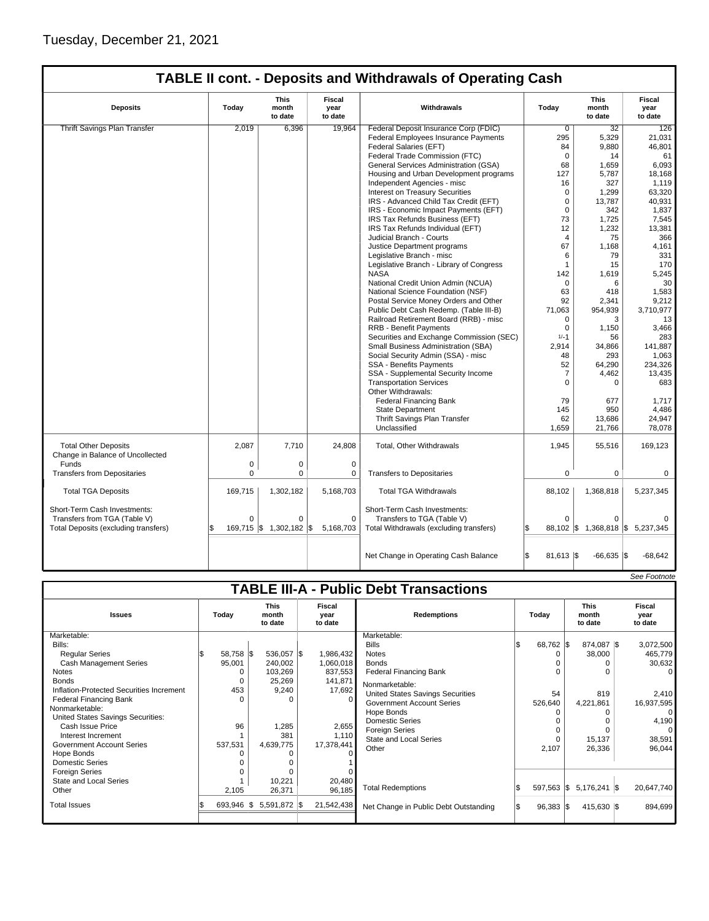Tuesday, December 21, 2021

## TABLE II cont. - Deposits and Withdrawals of Operating Cash

| Deposits | Today | This month to date | Fiscal year to date | Withdrawals | Today | This month to date | Fiscal year to date |
|---|---|---|---|---|---|---|---|
| Thrift Savings Plan Transfer | 2,019 | 6,396 | 19,964 | Federal Deposit Insurance Corp (FDIC) | 0 | 32 | 126 |
| | | | | Federal Employees Insurance Payments | 295 | 5,329 | 21,031 |
| | | | | Federal Salaries (EFT) | 84 | 9,880 | 46,801 |
| | | | | Federal Trade Commission (FTC) | 0 | 14 | 61 |
| | | | | General Services Administration (GSA) | 68 | 1,659 | 6,093 |
| | | | | Housing and Urban Development programs | 127 | 5,787 | 18,168 |
| | | | | Independent Agencies - misc | 16 | 327 | 1,119 |
| | | | | Interest on Treasury Securities | 0 | 1,299 | 63,320 |
| | | | | IRS - Advanced Child Tax Credit (EFT) | 0 | 13,787 | 40,931 |
| | | | | IRS - Economic Impact Payments (EFT) | 0 | 342 | 1,837 |
| | | | | IRS Tax Refunds Business (EFT) | 73 | 1,725 | 7,545 |
| | | | | IRS Tax Refunds Individual (EFT) | 12 | 1,232 | 13,381 |
| | | | | Judicial Branch - Courts | 4 | 75 | 366 |
| | | | | Justice Department programs | 67 | 1,168 | 4,161 |
| | | | | Legislative Branch - misc | 6 | 79 | 331 |
| | | | | Legislative Branch - Library of Congress | 1 | 15 | 170 |
| | | | | NASA | 142 | 1,619 | 5,245 |
| | | | | National Credit Union Admin (NCUA) | 0 | 6 | 30 |
| | | | | National Science Foundation (NSF) | 63 | 418 | 1,583 |
| | | | | Postal Service Money Orders and Other | 92 | 2,341 | 9,212 |
| | | | | Public Debt Cash Redemp. (Table III-B) | 71,063 | 954,939 | 3,710,977 |
| | | | | Railroad Retirement Board (RRB) - misc | 0 | 3 | 13 |
| | | | | RRB - Benefit Payments | 0 | 1,150 | 3,466 |
| | | | | Securities and Exchange Commission (SEC) | 1/-1 | 56 | 283 |
| | | | | Small Business Administration (SBA) | 2,914 | 34,866 | 141,887 |
| | | | | Social Security Admin (SSA) - misc | 48 | 293 | 1,063 |
| | | | | SSA - Benefits Payments | 52 | 64,290 | 234,326 |
| | | | | SSA - Supplemental Security Income | 7 | 4,462 | 13,435 |
| | | | | Transportation Services | 0 | 0 | 683 |
| | | | | Other Withdrawals: | | | |
| | | | | Federal Financing Bank | 79 | 677 | 1,717 |
| | | | | State Department | 145 | 950 | 4,486 |
| | | | | Thrift Savings Plan Transfer | 62 | 13,686 | 24,947 |
| | | | | Unclassified | 1,659 | 21,766 | 78,078 |
| Total Other Deposits | 2,087 | 7,710 | 24,808 | Total, Other Withdrawals | 1,945 | 55,516 | 169,123 |
| Change in Balance of Uncollected Funds | 0 | 0 | 0 | | | | |
| Transfers from Depositaries | 0 | 0 | 0 | Transfers to Depositaries | 0 | 0 | 0 |
| Total TGA Deposits | 169,715 | 1,302,182 | 5,168,703 | Total TGA Withdrawals | 88,102 | 1,368,818 | 5,237,345 |
| Short-Term Cash Investments: | | | | Short-Term Cash Investments: | | | |
| Transfers from TGA (Table V) | 0 | 0 | 0 | Transfers to TGA (Table V) | 0 | 0 | 0 |
| Total Deposits (excluding transfers) | $ 169,715 | $ 1,302,182 | $ 5,168,703 | Total Withdrawals (excluding transfers) | $ 88,102 | $ 1,368,818 | $ 5,237,345 |
| | | | | Net Change in Operating Cash Balance | $ 81,613 | $ -66,635 | $ -68,642 |

See Footnote

## TABLE III-A - Public Debt Transactions

| Issues | Today | This month to date | Fiscal year to date | Redemptions | Today | This month to date | Fiscal year to date |
|---|---|---|---|---|---|---|---|
| Marketable: | | | | Marketable: | | | |
| Bills: | | | | Bills | $ 68,762 | $ 874,087 | $ 3,072,500 |
| Regular Series | $ 58,758 | $ 536,057 | $ 1,986,432 | Notes | 0 | 38,000 | 465,779 |
| Cash Management Series | 95,001 | 240,002 | 1,060,018 | Bonds | 0 | 0 | 30,632 |
| Notes | 0 | 103,269 | 837,553 | Federal Financing Bank | 0 | 0 | 0 |
| Bonds | 0 | 25,269 | 141,871 | Nonmarketable: | | | |
| Inflation-Protected Securities Increment | 453 | 9,240 | 17,692 | United States Savings Securities | 54 | 819 | 2,410 |
| Federal Financing Bank | 0 | 0 | 0 | Government Account Series | 526,640 | 4,221,861 | 16,937,595 |
| Nonmarketable: | | | | Hope Bonds | 0 | 0 | 0 |
| United States Savings Securities: | | | | Domestic Series | 0 | 0 | 4,190 |
| Cash Issue Price | 96 | 1,285 | 2,655 | Foreign Series | 0 | 0 | 0 |
| Interest Increment | 1 | 381 | 1,110 | State and Local Series | 0 | 15,137 | 38,591 |
| Government Account Series | 537,531 | 4,639,775 | 17,378,441 | Other | 2,107 | 26,336 | 96,044 |
| Hope Bonds | 0 | 0 | 0 | | | | |
| Domestic Series | 0 | 0 | 1 | | | | |
| Foreign Series | 0 | 0 | 0 | | | | |
| State and Local Series | 1 | 10,221 | 20,480 | | | | |
| Other | 2,105 | 26,371 | 96,185 | Total Redemptions | $ 597,563 | $ 5,176,241 | $ 20,647,740 |
| Total Issues | $ 693,946 | $ 5,591,872 | $ 21,542,438 | Net Change in Public Debt Outstanding | $ 96,383 | $ 415,630 | $ 894,699 |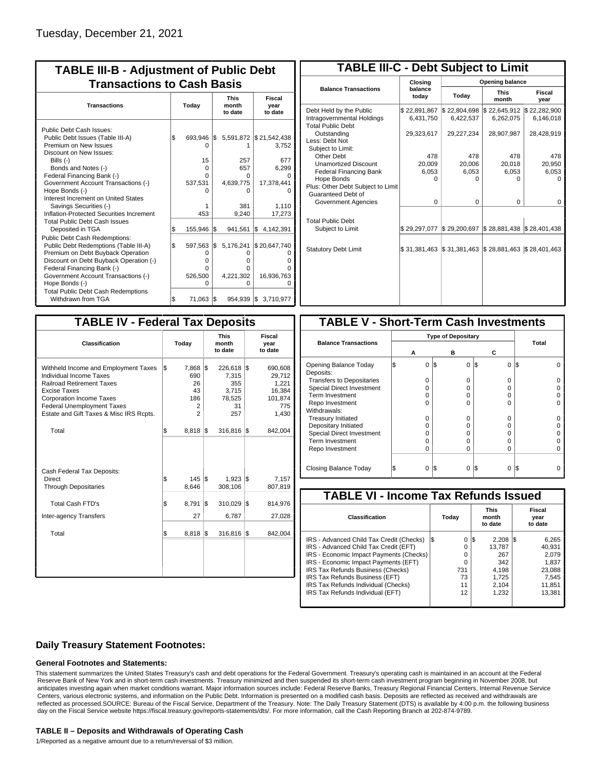Tuesday, December 21, 2021

## TABLE III-B - Adjustment of Public Debt Transactions to Cash Basis

| Transactions | Today | This month to date | Fiscal year to date |
|---|---|---|---|
| Public Debt Cash Issues: | | | |
| Public Debt Issues (Table III-A) | $ 693,946 | $ 5,591,872 | $ 21,542,438 |
| Premium on New Issues | 0 | 1 | 3,752 |
| Discount on New Issues: | | | |
| Bills (-) | 15 | 257 | 677 |
| Bonds and Notes (-) | 0 | 657 | 6,299 |
| Federal Financing Bank (-) | 0 | 0 | 0 |
| Government Account Transactions (-) | 537,531 | 4,639,775 | 17,378,441 |
| Hope Bonds (-) | 0 | 0 | 0 |
| Interest Increment on United States Savings Securities (-) | 1 | 381 | 1,110 |
| Inflation-Protected Securities Increment | 453 | 9,240 | 17,273 |
| Total Public Debt Cash Issues Deposited in TGA | $ 155,946 | $ 941,561 | $ 4,142,391 |
| Public Debt Cash Redemptions: | | | |
| Public Debt Redemptions (Table III-A) | $ 597,563 | $ 5,176,241 | $ 20,647,740 |
| Premium on Debt Buyback Operation | 0 | 0 | 0 |
| Discount on Debt Buyback Operation (-) | 0 | 0 | 0 |
| Federal Financing Bank (-) | 0 | 0 | 0 |
| Government Account Transactions (-) | 526,500 | 4,221,302 | 16,936,763 |
| Hope Bonds (-) | 0 | 0 | 0 |
| Total Public Debt Cash Redemptions Withdrawn from TGA | $ 71,063 | $ 954,939 | $ 3,710,977 |

## TABLE III-C - Debt Subject to Limit

| Balance Transactions | Closing balance today | Opening balance Today | Opening balance This month | Opening balance Fiscal year |
|---|---|---|---|---|
| Debt Held by the Public | $ 22,891,867 | $ 22,804,698 | $ 22,645,912 | $ 22,282,900 |
| Intragovernmental Holdings | 6,431,750 | 6,422,537 | 6,262,075 | 6,146,018 |
| Total Public Debt Outstanding | 29,323,617 | 29,227,234 | 28,907,987 | 28,428,919 |
| Less: Debt Not Subject to Limit: | | | | |
| Other Debt | 478 | 478 | 478 | 478 |
| Unamortized Discount | 20,009 | 20,006 | 20,018 | 20,950 |
| Federal Financing Bank | 6,053 | 6,053 | 6,053 | 6,053 |
| Hope Bonds | 0 | 0 | 0 | 0 |
| Plus: Other Debt Subject to Limit Guaranteed Debt of Government Agencies | 0 | 0 | 0 | 0 |
| Total Public Debt Subject to Limit | $ 29,297,077 | $ 29,200,697 | $ 28,881,438 | $ 28,401,438 |
| Statutory Debt Limit | $ 31,381,463 | $ 31,381,463 | $ 28,881,463 | $ 28,401,463 |

## TABLE IV - Federal Tax Deposits

| Classification | Today | This month to date | Fiscal year to date |
|---|---|---|---|
| Withheld Income and Employment Taxes | $ 7,868 | $ 226,618 | $ 690,608 |
| Individual Income Taxes | 690 | 7,315 | 29,712 |
| Railroad Retirement Taxes | 26 | 355 | 1,221 |
| Excise Taxes | 43 | 3,715 | 16,384 |
| Corporation Income Taxes | 186 | 78,525 | 101,874 |
| Federal Unemployment Taxes | 2 | 31 | 775 |
| Estate and Gift Taxes & Misc IRS Rcpts. | 2 | 257 | 1,430 |
| Total | $ 8,818 | $ 316,816 | $ 842,004 |
| Cash Federal Tax Deposits: | | | |
| Direct | $ 145 | $ 1,923 | $ 7,157 |
| Through Depositaries | 8,646 | 308,106 | 807,819 |
| Total Cash FTD's | $ 8,791 | $ 310,029 | $ 814,976 |
| Inter-agency Transfers | 27 | 6,787 | 27,028 |
| Total | $ 8,818 | $ 316,816 | $ 842,004 |

## TABLE V - Short-Term Cash Investments

| Balance Transactions | Type of Depositary A | B | C | Total |
|---|---|---|---|---|
| Opening Balance Today | $ 0 | $ 0 | $ 0 | $ 0 |
| Deposits: | | | | |
| Transfers to Depositaries | 0 | 0 | 0 | 0 |
| Special Direct Investment | 0 | 0 | 0 | 0 |
| Term Investment | 0 | 0 | 0 | 0 |
| Repo Investment | 0 | 0 | 0 | 0 |
| Withdrawals: | | | | |
| Treasury Initiated | 0 | 0 | 0 | 0 |
| Depositary Initiated | 0 | 0 | 0 | 0 |
| Special Direct Investment | 0 | 0 | 0 | 0 |
| Term Investment | 0 | 0 | 0 | 0 |
| Repo Investment | 0 | 0 | 0 | 0 |
| Closing Balance Today | $ 0 | $ 0 | $ 0 | $ 0 |

## TABLE VI - Income Tax Refunds Issued

| Classification | Today | This month to date | Fiscal year to date |
|---|---|---|---|
| IRS - Advanced Child Tax Credit (Checks) | $ 0 | $ 2,208 | $ 6,265 |
| IRS - Advanced Child Tax Credit (EFT) | 0 | 13,787 | 40,931 |
| IRS - Economic Impact Payments (Checks) | 0 | 267 | 2,079 |
| IRS - Economic Impact Payments (EFT) | 0 | 342 | 1,837 |
| IRS Tax Refunds Business (Checks) | 731 | 4,198 | 23,088 |
| IRS Tax Refunds Business (EFT) | 73 | 1,725 | 7,545 |
| IRS Tax Refunds Individual (Checks) | 11 | 2,104 | 11,851 |
| IRS Tax Refunds Individual (EFT) | 12 | 1,232 | 13,381 |

### Daily Treasury Statement Footnotes:

#### General Footnotes and Statements:

This statement summarizes the United States Treasury's cash and debt operations for the Federal Government. Treasury's operating cash is maintained in an account at the Federal Reserve Bank of New York and in short-term cash investments. Treasury minimized and then suspended its short-term cash investment program beginning in November 2008, but anticipates investing again when market conditions warrant. Major information sources include: Federal Reserve Banks, Treasury Regional Financial Centers, Internal Revenue Service Centers, various electronic systems, and information on the Public Debt. Information is presented on a modified cash basis. Deposits are reflected as received and withdrawals are reflected as processed.SOURCE: Bureau of the Fiscal Service, Department of the Treasury. Note: The Daily Treasury Statement (DTS) is available by 4:00 p.m. the following business day on the Fiscal Service website https://fiscal.treasury.gov/reports-statements/dts/. For more information, call the Cash Reporting Branch at 202-874-9789.

#### TABLE II – Deposits and Withdrawals of Operating Cash

1/Reported as a negative amount due to a return/reversal of $3 million.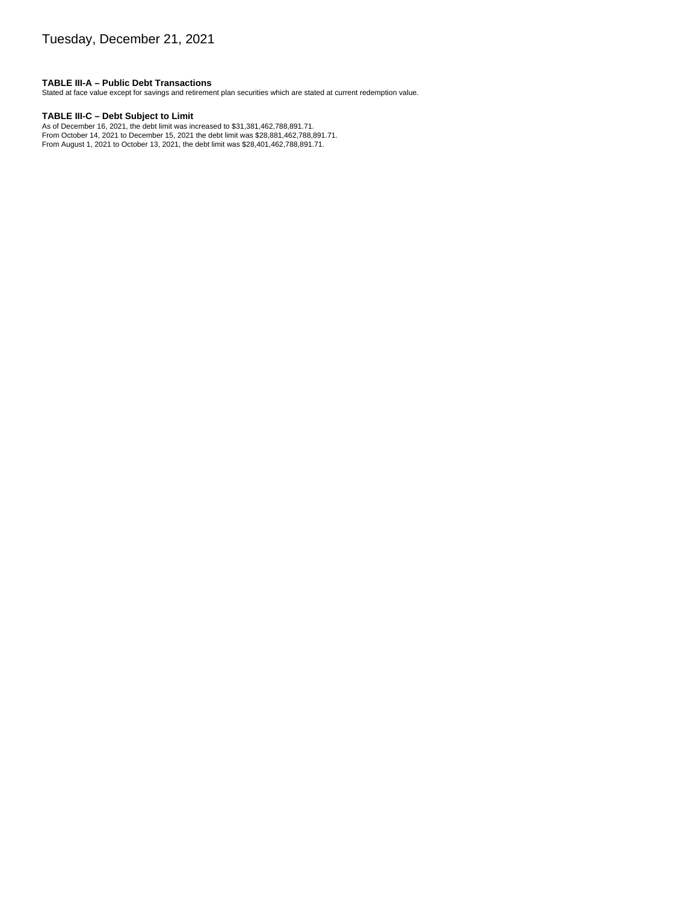Tuesday, December 21, 2021

**TABLE III-A – Public Debt Transactions**

Stated at face value except for savings and retirement plan securities which are stated at current redemption value.

**TABLE III-C – Debt Subject to Limit**

As of December 16, 2021, the debt limit was increased to $31,381,462,788,891.71.
From October 14, 2021 to December 15, 2021 the debt limit was $28,881,462,788,891.71.
From August 1, 2021 to October 13, 2021, the debt limit was $28,401,462,788,891.71.